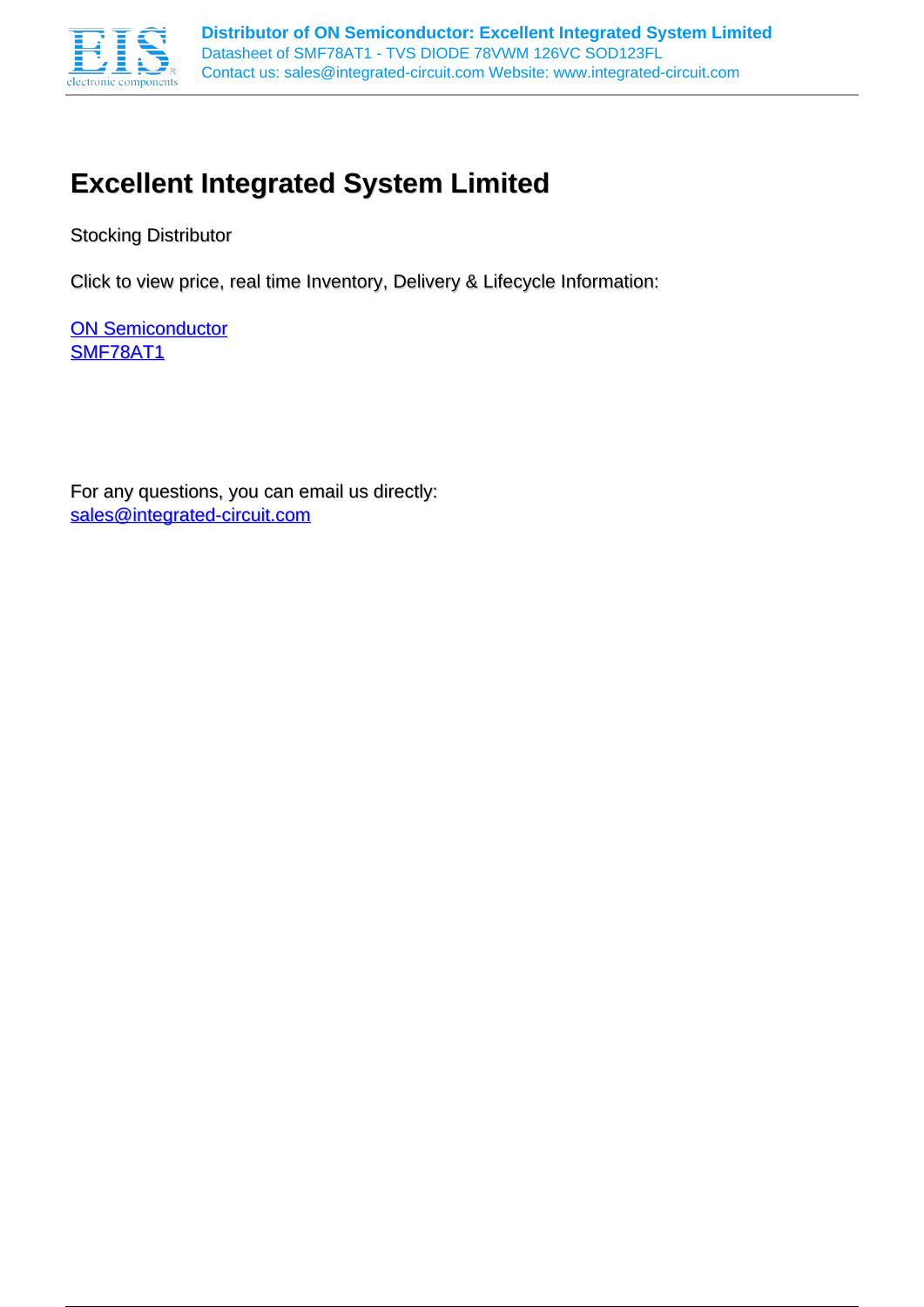# Excellent Integrated System Limited

Stocking Distributor

Click to view price, real time Inventory, Delivery & Lifecycle Information:

ON Semiconductor
SMF78AT1

For any questions, you can email us directly:
sales@integrated-circuit.com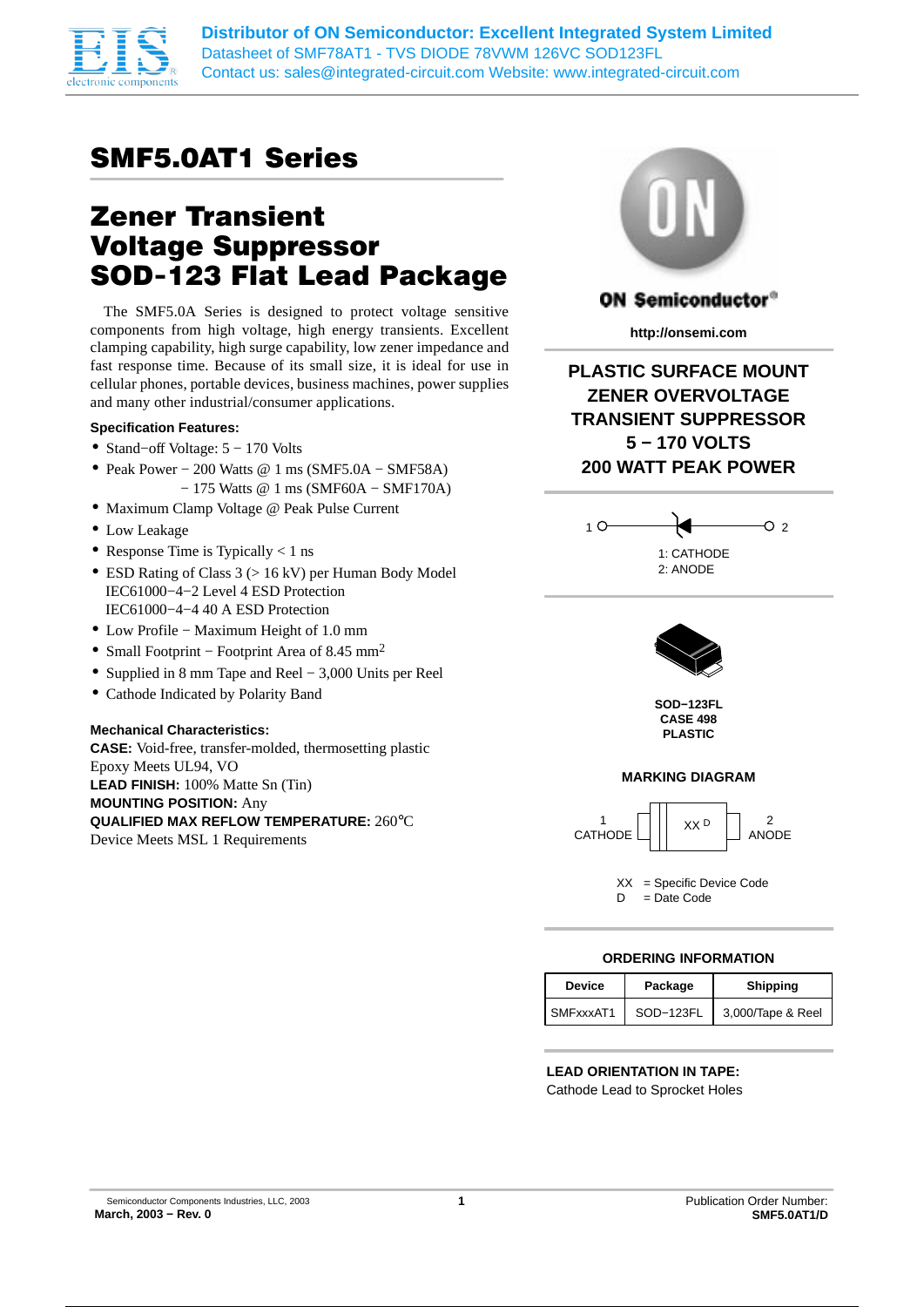# SMF5.0AT1 Series

## Zener Transient Voltage Suppressor SOD-123 Flat Lead Package

The SMF5.0A Series is designed to protect voltage sensitive components from high voltage, high energy transients. Excellent clamping capability, high surge capability, low zener impedance and fast response time. Because of its small size, it is ideal for use in cellular phones, portable devices, business machines, power supplies and many other industrial/consumer applications.

**Specification Features:**

- Stand−off Voltage: 5 − 170 Volts
- Peak Power − 200 Watts @ 1 ms (SMF5.0A − SMF58A)
  − 175 Watts @ 1 ms (SMF60A − SMF170A)
- Maximum Clamp Voltage @ Peak Pulse Current
- Low Leakage
- Response Time is Typically < 1 ns
- ESD Rating of Class 3 (> 16 kV) per Human Body Model
  IEC61000−4−2 Level 4 ESD Protection
  IEC61000−4−4 40 A ESD Protection
- Low Profile − Maximum Height of 1.0 mm
- Small Footprint − Footprint Area of 8.45 mm$^2$
- Supplied in 8 mm Tape and Reel − 3,000 Units per Reel
- Cathode Indicated by Polarity Band

**Mechanical Characteristics:**

**CASE:** Void-free, transfer-molded, thermosetting plastic Epoxy Meets UL94, VO
**LEAD FINISH:** 100% Matte Sn (Tin)
**MOUNTING POSITION:** Any
**QUALIFIED MAX REFLOW TEMPERATURE:** 260°C
Device Meets MSL 1 Requirements

ON Semiconductor

http://onsemi.com

**PLASTIC SURFACE MOUNT ZENER OVERVOLTAGE TRANSIENT SUPPRESSOR 5 − 170 VOLTS 200 WATT PEAK POWER**

1: CATHODE
2: ANODE

**SOD−123FL CASE 498 PLASTIC**

**MARKING DIAGRAM**

1 CATHODE — XX D — 2 ANODE

XX = Specific Device Code
D = Date Code

**ORDERING INFORMATION**

| Device | Package | Shipping |
|---|---|---|
| SMFxxxAT1 | SOD−123FL | 3,000/Tape & Reel |

**LEAD ORIENTATION IN TAPE:**
Cathode Lead to Sprocket Holes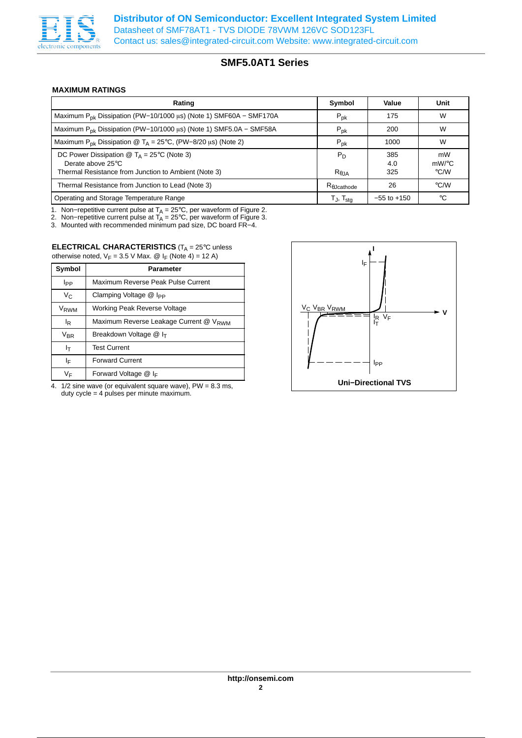Distributor of ON Semiconductor: Excellent Integrated System Limited
Datasheet of SMF78AT1 - TVS DIODE 78VWM 126VC SOD123FL
Contact us: sales@integrated-circuit.com Website: www.integrated-circuit.com

## SMF5.0AT1 Series

### MAXIMUM RATINGS

| Rating | Symbol | Value | Unit |
|---|---|---|---|
| Maximum $P_{pk}$ Dissipation (PW−10/1000 μs) (Note 1) SMF60A − SMF170A | $P_{pk}$ | 175 | W |
| Maximum $P_{pk}$ Dissipation (PW−10/1000 μs) (Note 1) SMF5.0A − SMF58A | $P_{pk}$ | 200 | W |
| Maximum $P_{pk}$ Dissipation @ $T_A$ = 25°C, (PW−8/20 μs) (Note 2) | $P_{pk}$ | 1000 | W |
| DC Power Dissipation @ $T_A$ = 25°C (Note 3)<br>Derate above 25°C<br>Thermal Resistance from Junction to Ambient (Note 3) | $P_D$<br><br>$R_{\theta JA}$ | 385<br>4.0<br>325 | mW<br>mW/°C<br>°C/W |
| Thermal Resistance from Junction to Lead (Note 3) | $R_{\theta Jcathode}$ | 26 | °C/W |
| Operating and Storage Temperature Range | $T_J$, $T_{stg}$ | −55 to +150 | °C |

1. Non−repetitive current pulse at $T_A$ = 25°C, per waveform of Figure 2.
2. Non−repetitive current pulse at $T_A$ = 25°C, per waveform of Figure 3.
3. Mounted with recommended minimum pad size, DC board FR−4.

**ELECTRICAL CHARACTERISTICS** ($T_A$ = 25°C unless otherwise noted, $V_F$ = 3.5 V Max. @ $I_F$ (Note 4) = 12 A)

| Symbol | Parameter |
|---|---|
| $I_{PP}$ | Maximum Reverse Peak Pulse Current |
| $V_C$ | Clamping Voltage @ $I_{PP}$ |
| $V_{RWM}$ | Working Peak Reverse Voltage |
| $I_R$ | Maximum Reverse Leakage Current @ $V_{RWM}$ |
| $V_{BR}$ | Breakdown Voltage @ $I_T$ |
| $I_T$ | Test Current |
| $I_F$ | Forward Current |
| $V_F$ | Forward Voltage @ $I_F$ |

4. 1/2 sine wave (or equivalent square wave), PW = 8.3 ms, duty cycle = 4 pulses per minute maximum.

Uni−Directional TVS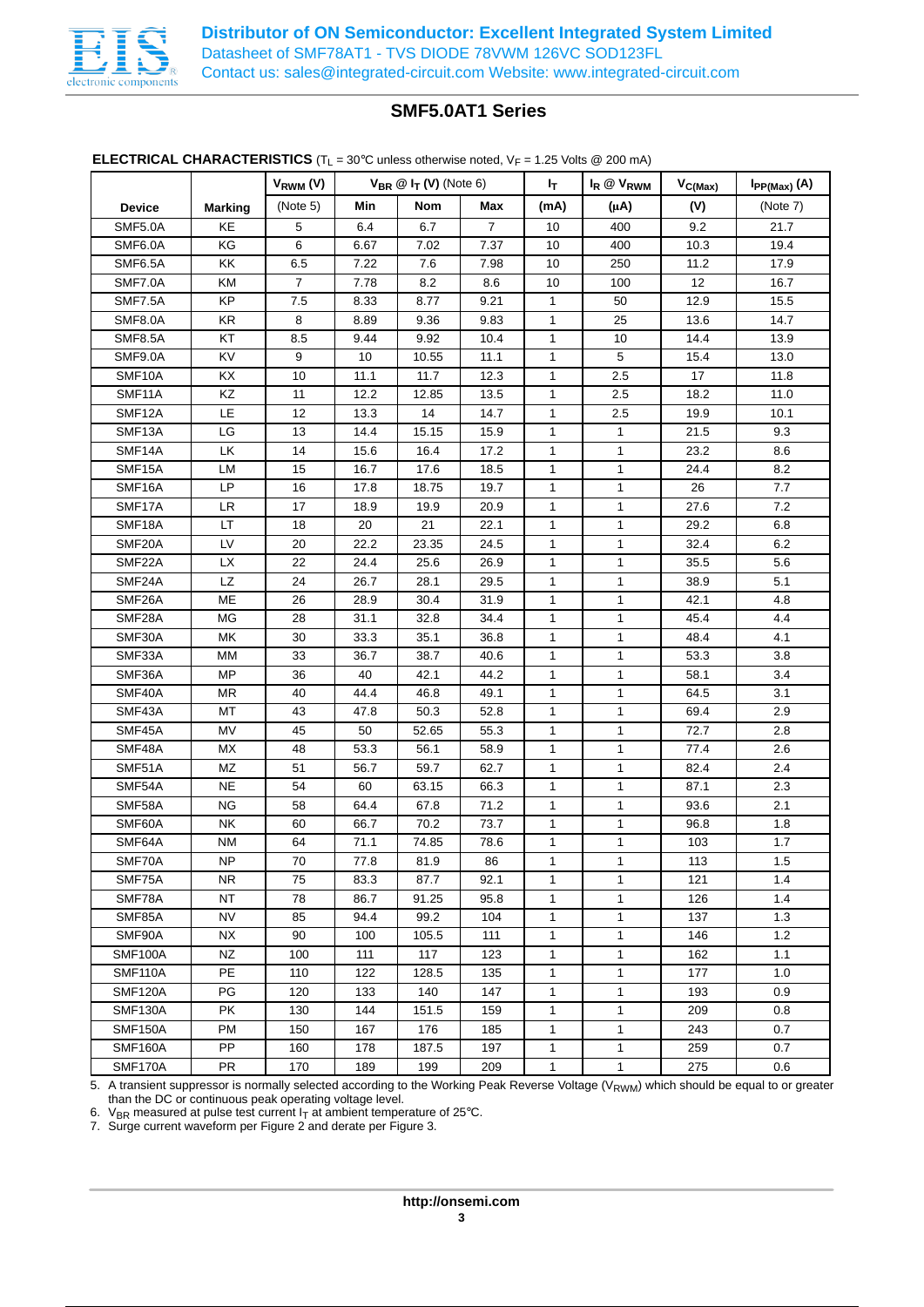## SMF5.0AT1 Series

**ELECTRICAL CHARACTERISTICS** ($T_L$ = 30°C unless otherwise noted, $V_F$ = 1.25 Volts @ 200 mA)

| Device | Marking | $V_{RWM}$ (V) | $V_{BR}$ @ $I_T$ (V) (Note 6) | | | $I_T$ | $I_R$ @ $V_{RWM}$ | $V_{C(Max)}$ | $I_{PP(Max)}$ (A) |
|---|---|---|---|---|---|---|---|---|---|
| | | (Note 5) | Min | Nom | Max | (mA) | (μA) | (V) | (Note 7) |
| SMF5.0A | KE | 5 | 6.4 | 6.7 | 7 | 10 | 400 | 9.2 | 21.7 |
| SMF6.0A | KG | 6 | 6.67 | 7.02 | 7.37 | 10 | 400 | 10.3 | 19.4 |
| SMF6.5A | KK | 6.5 | 7.22 | 7.6 | 7.98 | 10 | 250 | 11.2 | 17.9 |
| SMF7.0A | KM | 7 | 7.78 | 8.2 | 8.6 | 10 | 100 | 12 | 16.7 |
| SMF7.5A | KP | 7.5 | 8.33 | 8.77 | 9.21 | 1 | 50 | 12.9 | 15.5 |
| SMF8.0A | KR | 8 | 8.89 | 9.36 | 9.83 | 1 | 25 | 13.6 | 14.7 |
| SMF8.5A | KT | 8.5 | 9.44 | 9.92 | 10.4 | 1 | 10 | 14.4 | 13.9 |
| SMF9.0A | KV | 9 | 10 | 10.55 | 11.1 | 1 | 5 | 15.4 | 13.0 |
| SMF10A | KX | 10 | 11.1 | 11.7 | 12.3 | 1 | 2.5 | 17 | 11.8 |
| SMF11A | KZ | 11 | 12.2 | 12.85 | 13.5 | 1 | 2.5 | 18.2 | 11.0 |
| SMF12A | LE | 12 | 13.3 | 14 | 14.7 | 1 | 2.5 | 19.9 | 10.1 |
| SMF13A | LG | 13 | 14.4 | 15.15 | 15.9 | 1 | 1 | 21.5 | 9.3 |
| SMF14A | LK | 14 | 15.6 | 16.4 | 17.2 | 1 | 1 | 23.2 | 8.6 |
| SMF15A | LM | 15 | 16.7 | 17.6 | 18.5 | 1 | 1 | 24.4 | 8.2 |
| SMF16A | LP | 16 | 17.8 | 18.75 | 19.7 | 1 | 1 | 26 | 7.7 |
| SMF17A | LR | 17 | 18.9 | 19.9 | 20.9 | 1 | 1 | 27.6 | 7.2 |
| SMF18A | LT | 18 | 20 | 21 | 22.1 | 1 | 1 | 29.2 | 6.8 |
| SMF20A | LV | 20 | 22.2 | 23.35 | 24.5 | 1 | 1 | 32.4 | 6.2 |
| SMF22A | LX | 22 | 24.4 | 25.6 | 26.9 | 1 | 1 | 35.5 | 5.6 |
| SMF24A | LZ | 24 | 26.7 | 28.1 | 29.5 | 1 | 1 | 38.9 | 5.1 |
| SMF26A | ME | 26 | 28.9 | 30.4 | 31.9 | 1 | 1 | 42.1 | 4.8 |
| SMF28A | MG | 28 | 31.1 | 32.8 | 34.4 | 1 | 1 | 45.4 | 4.4 |
| SMF30A | MK | 30 | 33.3 | 35.1 | 36.8 | 1 | 1 | 48.4 | 4.1 |
| SMF33A | MM | 33 | 36.7 | 38.7 | 40.6 | 1 | 1 | 53.3 | 3.8 |
| SMF36A | MP | 36 | 40 | 42.1 | 44.2 | 1 | 1 | 58.1 | 3.4 |
| SMF40A | MR | 40 | 44.4 | 46.8 | 49.1 | 1 | 1 | 64.5 | 3.1 |
| SMF43A | MT | 43 | 47.8 | 50.3 | 52.8 | 1 | 1 | 69.4 | 2.9 |
| SMF45A | MV | 45 | 50 | 52.65 | 55.3 | 1 | 1 | 72.7 | 2.8 |
| SMF48A | MX | 48 | 53.3 | 56.1 | 58.9 | 1 | 1 | 77.4 | 2.6 |
| SMF51A | MZ | 51 | 56.7 | 59.7 | 62.7 | 1 | 1 | 82.4 | 2.4 |
| SMF54A | NE | 54 | 60 | 63.15 | 66.3 | 1 | 1 | 87.1 | 2.3 |
| SMF58A | NG | 58 | 64.4 | 67.8 | 71.2 | 1 | 1 | 93.6 | 2.1 |
| SMF60A | NK | 60 | 66.7 | 70.2 | 73.7 | 1 | 1 | 96.8 | 1.8 |
| SMF64A | NM | 64 | 71.1 | 74.85 | 78.6 | 1 | 1 | 103 | 1.7 |
| SMF70A | NP | 70 | 77.8 | 81.9 | 86 | 1 | 1 | 113 | 1.5 |
| SMF75A | NR | 75 | 83.3 | 87.7 | 92.1 | 1 | 1 | 121 | 1.4 |
| SMF78A | NT | 78 | 86.7 | 91.25 | 95.8 | 1 | 1 | 126 | 1.4 |
| SMF85A | NV | 85 | 94.4 | 99.2 | 104 | 1 | 1 | 137 | 1.3 |
| SMF90A | NX | 90 | 100 | 105.5 | 111 | 1 | 1 | 146 | 1.2 |
| SMF100A | NZ | 100 | 111 | 117 | 123 | 1 | 1 | 162 | 1.1 |
| SMF110A | PE | 110 | 122 | 128.5 | 135 | 1 | 1 | 177 | 1.0 |
| SMF120A | PG | 120 | 133 | 140 | 147 | 1 | 1 | 193 | 0.9 |
| SMF130A | PK | 130 | 144 | 151.5 | 159 | 1 | 1 | 209 | 0.8 |
| SMF150A | PM | 150 | 167 | 176 | 185 | 1 | 1 | 243 | 0.7 |
| SMF160A | PP | 160 | 178 | 187.5 | 197 | 1 | 1 | 259 | 0.7 |
| SMF170A | PR | 170 | 189 | 199 | 209 | 1 | 1 | 275 | 0.6 |

5. A transient suppressor is normally selected according to the Working Peak Reverse Voltage ($V_{RWM}$) which should be equal to or greater than the DC or continuous peak operating voltage level.
6. $V_{BR}$ measured at pulse test current $I_T$ at ambient temperature of 25°C.
7. Surge current waveform per Figure 2 and derate per Figure 3.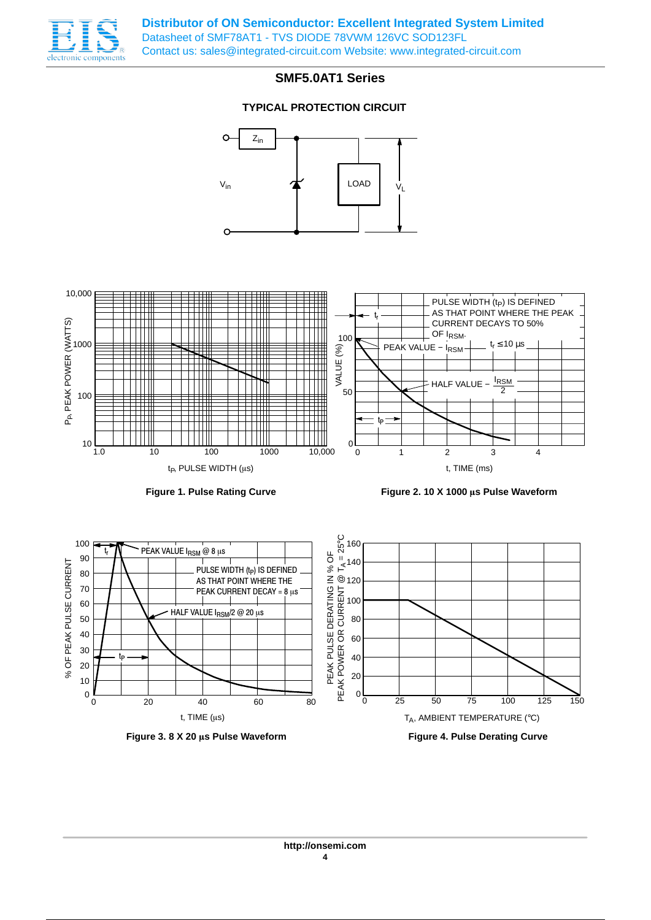## SMF5.0AT1 Series

### TYPICAL PROTECTION CIRCUIT

$Z_{in}$

$V_{in}$

LOAD

$V_L$

10,000

1000

100

10

$P_P$, PEAK POWER (WATTS)

1.0 10 100 1000 10,000

$t_P$, PULSE WIDTH (μs)

**Figure 1. Pulse Rating Curve**

PULSE WIDTH ($t_P$) IS DEFINED AS THAT POINT WHERE THE PEAK CURRENT DECAYS TO 50% OF $I_{RSM}$.

$t_r$

$t_r \leq 10$ μs

PEAK VALUE − $I_{RSM}$

HALF VALUE − $\frac{I_{RSM}}{2}$

$t_P$

VALUE (%)

100

50

0

0 1 2 3 4

t, TIME (ms)

**Figure 2. 10 X 1000 μs Pulse Waveform**

PEAK VALUE $I_{RSM}$ @ 8 μs

$t_r$

PULSE WIDTH ($t_P$) IS DEFINED AS THAT POINT WHERE THE PEAK CURRENT DECAY = 8 μs

HALF VALUE $I_{RSM}$/2 @ 20 μs

$t_P$

% OF PEAK PULSE CURRENT

100 90 80 70 60 50 40 30 20 10 0

0 20 40 60 80

t, TIME (μs)

**Figure 3. 8 X 20 μs Pulse Waveform**

PEAK PULSE DERATING IN % OF PEAK POWER OR CURRENT @ $T_A$ = 25°C

160 140 120 100 80 60 40 20 0

0 25 50 75 100 125 150

$T_A$, AMBIENT TEMPERATURE (°C)

**Figure 4. Pulse Derating Curve**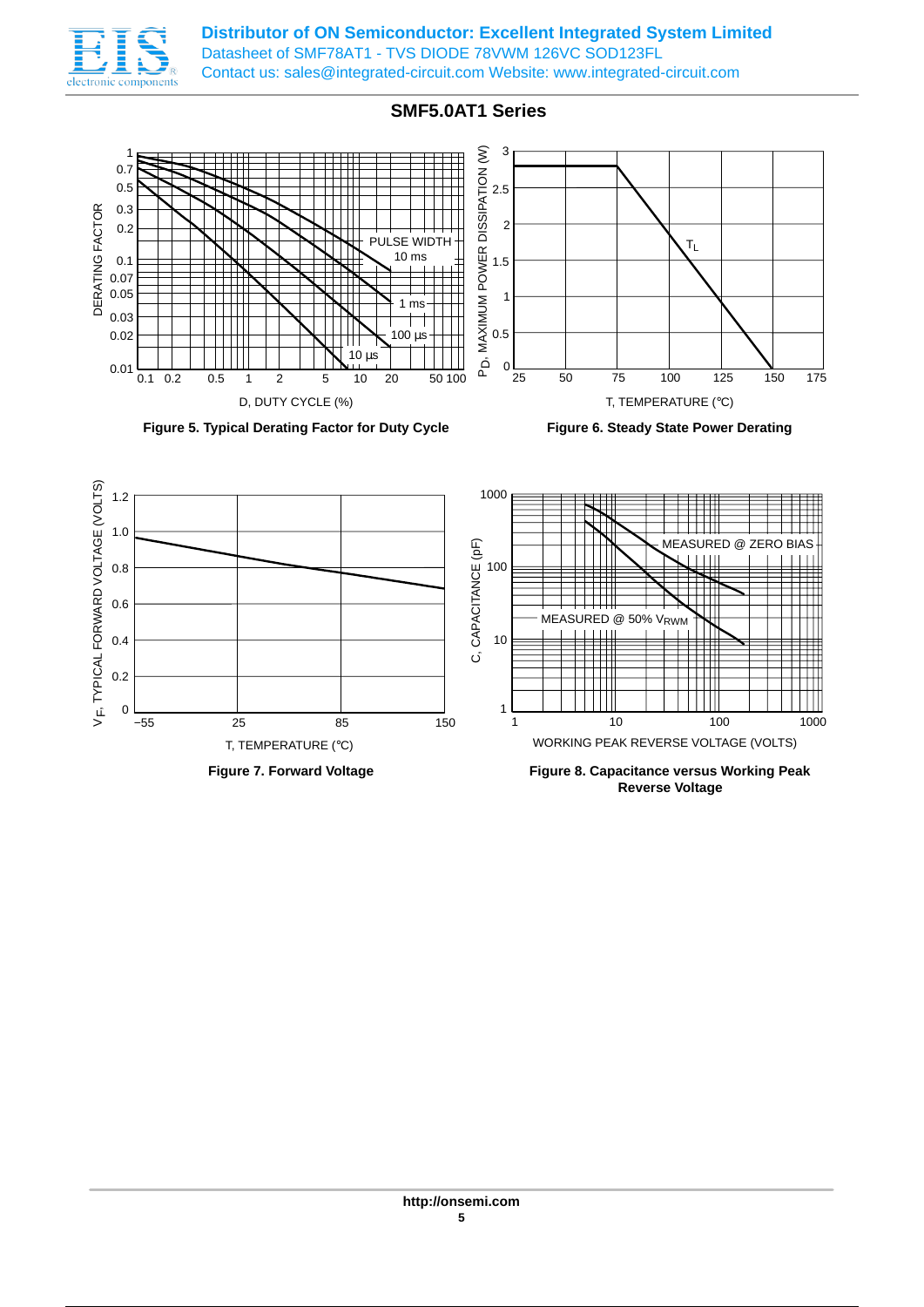## SMF5.0AT1 Series

Figure 5. Typical Derating Factor for Duty Cycle

Figure 6. Steady State Power Derating

Figure 7. Forward Voltage

Figure 8. Capacitance versus Working Peak Reverse Voltage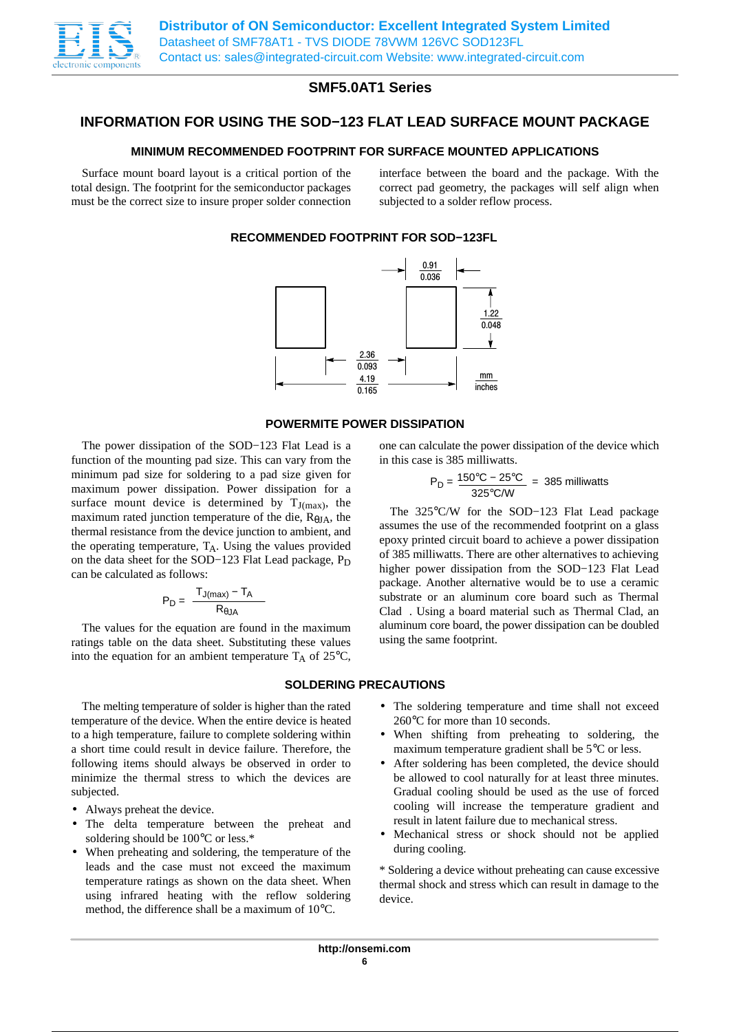## SMF5.0AT1 Series

# INFORMATION FOR USING THE SOD−123 FLAT LEAD SURFACE MOUNT PACKAGE

### MINIMUM RECOMMENDED FOOTPRINT FOR SURFACE MOUNTED APPLICATIONS

Surface mount board layout is a critical portion of the total design. The footprint for the semiconductor packages must be the correct size to insure proper solder connection interface between the board and the package. With the correct pad geometry, the packages will self align when subjected to a solder reflow process.

### RECOMMENDED FOOTPRINT FOR SOD−123FL

0.91 / 0.036

1.22 / 0.048

2.36 / 0.093

4.19 / 0.165

mm / inches

### POWERMITE POWER DISSIPATION

The power dissipation of the SOD−123 Flat Lead is a function of the mounting pad size. This can vary from the minimum pad size for soldering to a pad size given for maximum power dissipation. Power dissipation for a surface mount device is determined by $T_{J(max)}$, the maximum rated junction temperature of the die, $R_{\theta JA}$, the thermal resistance from the device junction to ambient, and the operating temperature, $T_A$. Using the values provided on the data sheet for the SOD−123 Flat Lead package, $P_D$ can be calculated as follows:

$$P_D = \frac{T_{J(max)} - T_A}{R_{\theta JA}}$$

The values for the equation are found in the maximum ratings table on the data sheet. Substituting these values into the equation for an ambient temperature $T_A$ of 25°C, one can calculate the power dissipation of the device which in this case is 385 milliwatts.

$$P_D = \frac{150°C - 25°C}{325°C/W} = 385 \text{ milliwatts}$$

The 325°C/W for the SOD−123 Flat Lead package assumes the use of the recommended footprint on a glass epoxy printed circuit board to achieve a power dissipation of 385 milliwatts. There are other alternatives to achieving higher power dissipation from the SOD−123 Flat Lead package. Another alternative would be to use a ceramic substrate or an aluminum core board such as Thermal Clad . Using a board material such as Thermal Clad, an aluminum core board, the power dissipation can be doubled using the same footprint.

### SOLDERING PRECAUTIONS

The melting temperature of solder is higher than the rated temperature of the device. When the entire device is heated to a high temperature, failure to complete soldering within a short time could result in device failure. Therefore, the following items should always be observed in order to minimize the thermal stress to which the devices are subjected.

- Always preheat the device.
- The delta temperature between the preheat and soldering should be 100°C or less.*
- When preheating and soldering, the temperature of the leads and the case must not exceed the maximum temperature ratings as shown on the data sheet. When using infrared heating with the reflow soldering method, the difference shall be a maximum of 10°C.
- The soldering temperature and time shall not exceed 260°C for more than 10 seconds.
- When shifting from preheating to soldering, the maximum temperature gradient shall be 5°C or less.
- After soldering has been completed, the device should be allowed to cool naturally for at least three minutes. Gradual cooling should be used as the use of forced cooling will increase the temperature gradient and result in latent failure due to mechanical stress.
- Mechanical stress or shock should not be applied during cooling.

* Soldering a device without preheating can cause excessive thermal shock and stress which can result in damage to the device.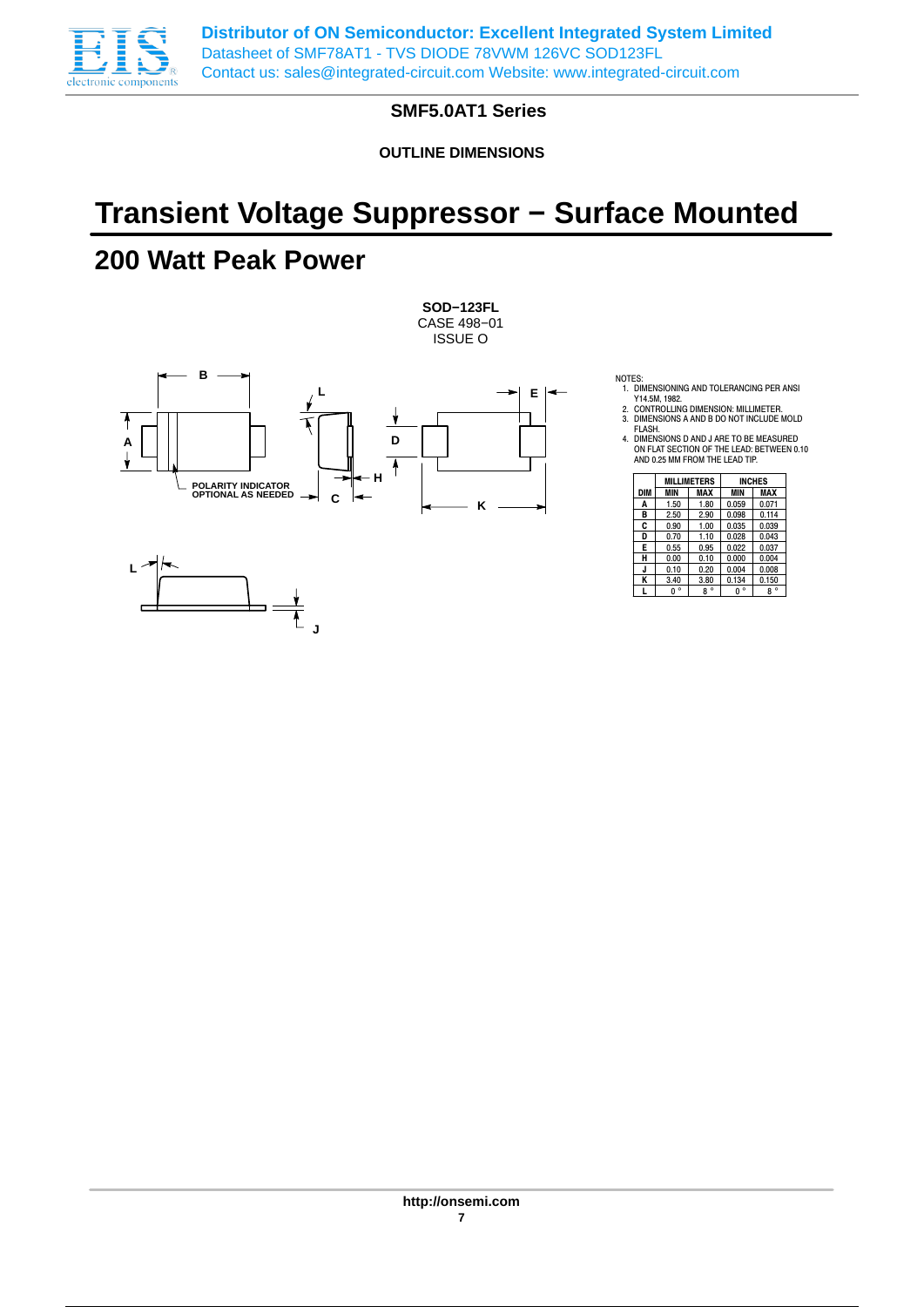## SMF5.0AT1 Series

### OUTLINE DIMENSIONS

# Transient Voltage Suppressor − Surface Mounted

## 200 Watt Peak Power

**SOD−123FL**
CASE 498−01
ISSUE O

NOTES:
1. DIMENSIONING AND TOLERANCING PER ANSI Y14.5M, 1982.
2. CONTROLLING DIMENSION: MILLIMETER.
3. DIMENSIONS A AND B DO NOT INCLUDE MOLD FLASH.
4. DIMENSIONS D AND J ARE TO BE MEASURED ON FLAT SECTION OF THE LEAD: BETWEEN 0.10 AND 0.25 MM FROM THE LEAD TIP.

| DIM | MILLIMETERS | | INCHES | |
|---|---|---|---|---|
| | MIN | MAX | MIN | MAX |
| A | 1.50 | 1.80 | 0.059 | 0.071 |
| B | 2.50 | 2.90 | 0.098 | 0.114 |
| C | 0.90 | 1.00 | 0.035 | 0.039 |
| D | 0.70 | 1.10 | 0.028 | 0.043 |
| E | 0.55 | 0.95 | 0.022 | 0.037 |
| H | 0.00 | 0.10 | 0.000 | 0.004 |
| J | 0.10 | 0.20 | 0.004 | 0.008 |
| K | 3.40 | 3.80 | 0.134 | 0.150 |
| L | 0 ° | 8 ° | 0 ° | 8 ° |

POLARITY INDICATOR OPTIONAL AS NEEDED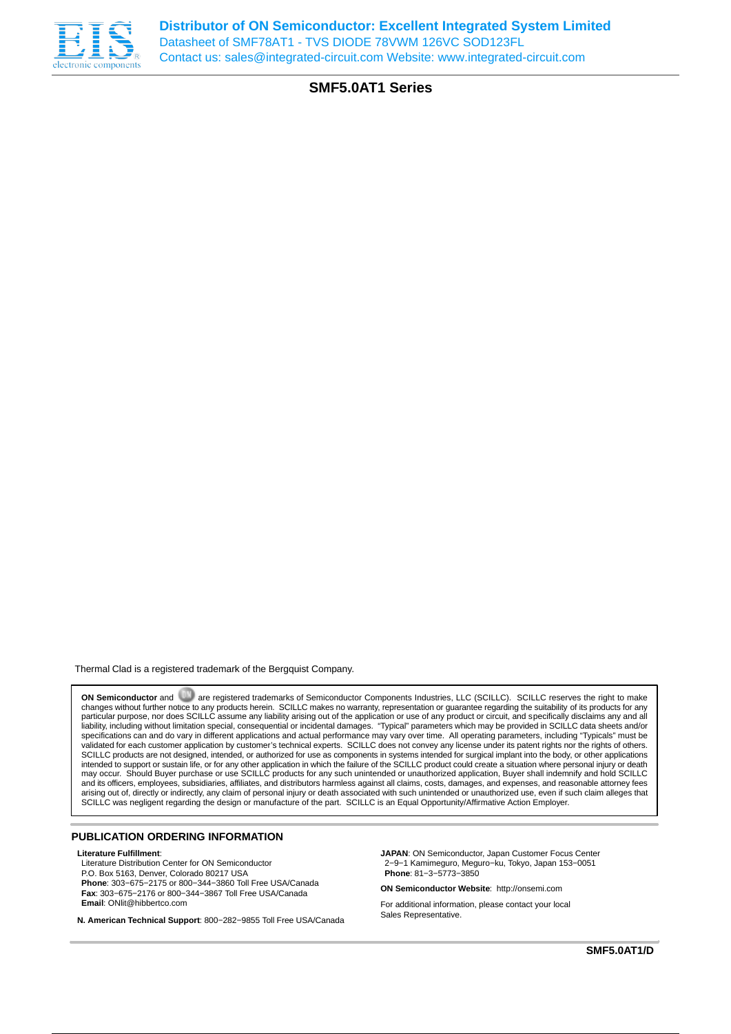Thermal Clad is a registered trademark of the Bergquist Company.

**ON Semiconductor** and  are registered trademarks of Semiconductor Components Industries, LLC (SCILLC). SCILLC reserves the right to make changes without further notice to any products herein. SCILLC makes no warranty, representation or guarantee regarding the suitability of its products for any particular purpose, nor does SCILLC assume any liability arising out of the application or use of any product or circuit, and specifically disclaims any and all liability, including without limitation special, consequential or incidental damages. "Typical" parameters which may be provided in SCILLC data sheets and/or specifications can and do vary in different applications and actual performance may vary over time. All operating parameters, including "Typicals" must be validated for each customer application by customer's technical experts. SCILLC does not convey any license under its patent rights nor the rights of others. SCILLC products are not designed, intended, or authorized for use as components in systems intended for surgical implant into the body, or other applications intended to support or sustain life, or for any other application in which the failure of the SCILLC product could create a situation where personal injury or death may occur. Should Buyer purchase or use SCILLC products for any such unintended or unauthorized application, Buyer shall indemnify and hold SCILLC and its officers, employees, subsidiaries, affiliates, and distributors harmless against all claims, costs, damages, and expenses, and reasonable attorney fees arising out of, directly or indirectly, any claim of personal injury or death associated with such unintended or unauthorized use, even if such claim alleges that SCILLC was negligent regarding the design or manufacture of the part. SCILLC is an Equal Opportunity/Affirmative Action Employer.

## PUBLICATION ORDERING INFORMATION

**Literature Fulfillment**:
Literature Distribution Center for ON Semiconductor
P.O. Box 5163, Denver, Colorado 80217 USA
**Phone**: 303−675−2175 or 800−344−3860 Toll Free USA/Canada
**Fax**: 303−675−2176 or 800−344−3867 Toll Free USA/Canada
**Email**: ONlit@hibbertco.com

**N. American Technical Support**: 800−282−9855 Toll Free USA/Canada

**JAPAN**: ON Semiconductor, Japan Customer Focus Center
2−9−1 Kamimeguro, Meguro−ku, Tokyo, Japan 153−0051
**Phone**: 81−3−5773−3850

**ON Semiconductor Website**: http://onsemi.com

For additional information, please contact your local Sales Representative.

**SMF5.0AT1/D**